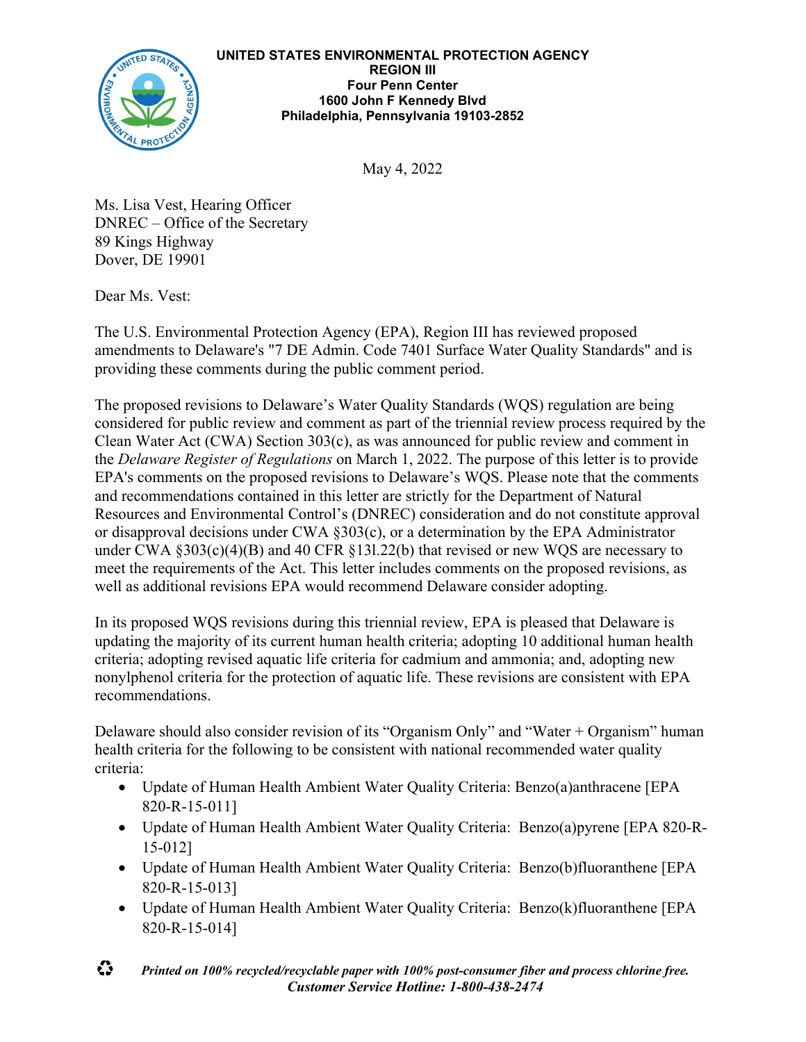**UNITED STATES ENVIRONMENTAL PROTECTION AGENCY**
**REGION III**
**Four Penn Center**
**1600 John F Kennedy Blvd**
**Philadelphia, Pennsylvania 19103-2852**

May 4, 2022

Ms. Lisa Vest, Hearing Officer
DNREC – Office of the Secretary
89 Kings Highway
Dover, DE 19901

Dear Ms. Vest:

The U.S. Environmental Protection Agency (EPA), Region III has reviewed proposed amendments to Delaware's "7 DE Admin. Code 7401 Surface Water Quality Standards" and is providing these comments during the public comment period.

The proposed revisions to Delaware's Water Quality Standards (WQS) regulation are being considered for public review and comment as part of the triennial review process required by the Clean Water Act (CWA) Section 303(c), as was announced for public review and comment in the *Delaware Register of Regulations* on March 1, 2022. The purpose of this letter is to provide EPA's comments on the proposed revisions to Delaware's WQS. Please note that the comments and recommendations contained in this letter are strictly for the Department of Natural Resources and Environmental Control's (DNREC) consideration and do not constitute approval or disapproval decisions under CWA §303(c), or a determination by the EPA Administrator under CWA §303(c)(4)(B) and 40 CFR §131.22(b) that revised or new WQS are necessary to meet the requirements of the Act. This letter includes comments on the proposed revisions, as well as additional revisions EPA would recommend Delaware consider adopting.

In its proposed WQS revisions during this triennial review, EPA is pleased that Delaware is updating the majority of its current human health criteria; adopting 10 additional human health criteria; adopting revised aquatic life criteria for cadmium and ammonia; and, adopting new nonylphenol criteria for the protection of aquatic life. These revisions are consistent with EPA recommendations.

Delaware should also consider revision of its "Organism Only" and "Water + Organism" human health criteria for the following to be consistent with national recommended water quality criteria:

- Update of Human Health Ambient Water Quality Criteria: Benzo(a)anthracene [EPA 820-R-15-011]
- Update of Human Health Ambient Water Quality Criteria: Benzo(a)pyrene [EPA 820-R-15-012]
- Update of Human Health Ambient Water Quality Criteria: Benzo(b)fluoranthene [EPA 820-R-15-013]
- Update of Human Health Ambient Water Quality Criteria: Benzo(k)fluoranthene [EPA 820-R-15-014]

*Printed on 100% recycled/recyclable paper with 100% post-consumer fiber and process chlorine free.*
*Customer Service Hotline: 1-800-438-2474*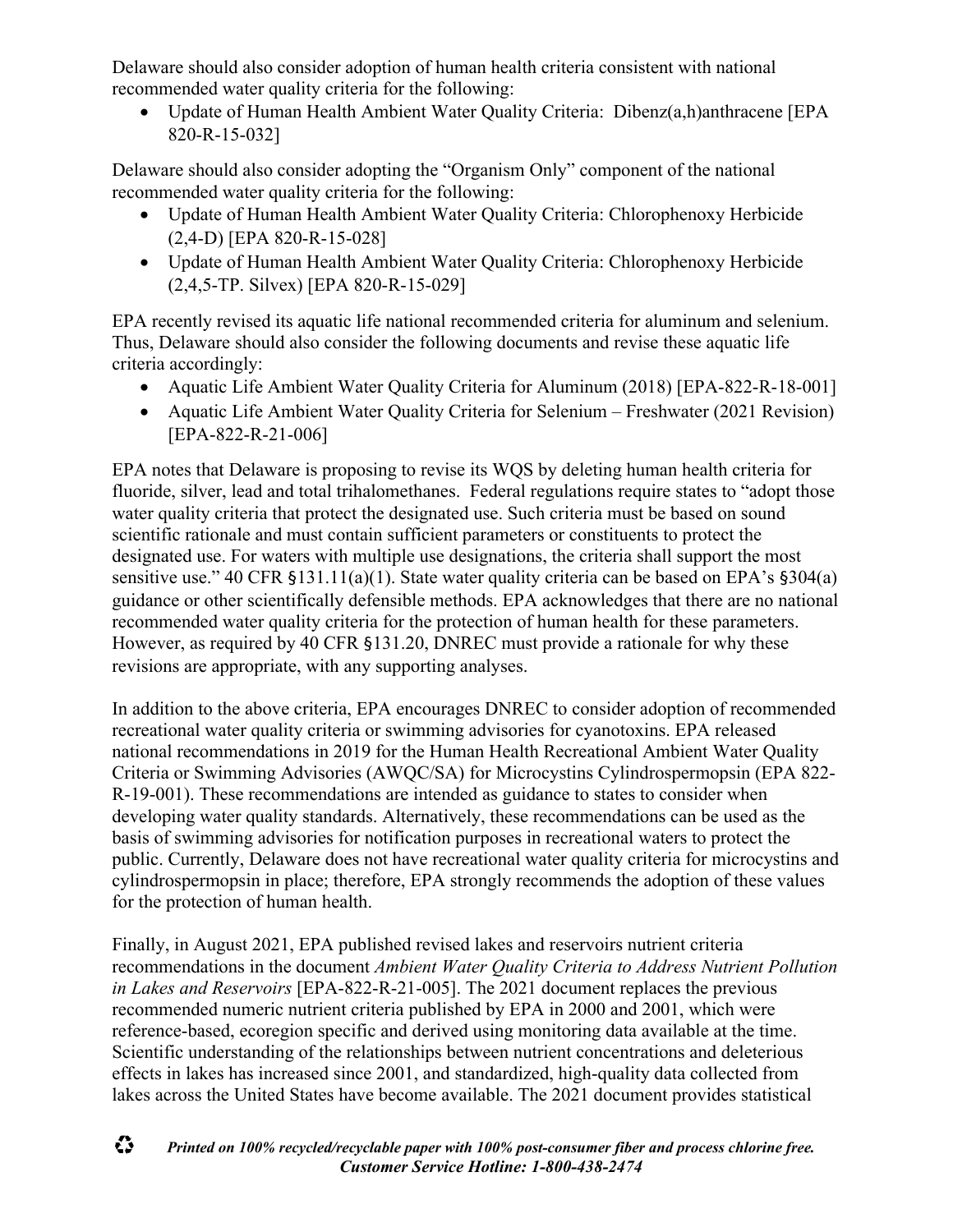Delaware should also consider adoption of human health criteria consistent with national recommended water quality criteria for the following:

- Update of Human Health Ambient Water Quality Criteria: Dibenz(a,h)anthracene [EPA 820-R-15-032]

Delaware should also consider adopting the "Organism Only" component of the national recommended water quality criteria for the following:

- Update of Human Health Ambient Water Quality Criteria: Chlorophenoxy Herbicide (2,4-D) [EPA 820-R-15-028]
- Update of Human Health Ambient Water Quality Criteria: Chlorophenoxy Herbicide (2,4,5-TP. Silvex) [EPA 820-R-15-029]

EPA recently revised its aquatic life national recommended criteria for aluminum and selenium. Thus, Delaware should also consider the following documents and revise these aquatic life criteria accordingly:

- Aquatic Life Ambient Water Quality Criteria for Aluminum (2018) [EPA-822-R-18-001]
- Aquatic Life Ambient Water Quality Criteria for Selenium – Freshwater (2021 Revision) [EPA-822-R-21-006]

EPA notes that Delaware is proposing to revise its WQS by deleting human health criteria for fluoride, silver, lead and total trihalomethanes. Federal regulations require states to "adopt those water quality criteria that protect the designated use. Such criteria must be based on sound scientific rationale and must contain sufficient parameters or constituents to protect the designated use. For waters with multiple use designations, the criteria shall support the most sensitive use." 40 CFR §131.11(a)(1). State water quality criteria can be based on EPA's §304(a) guidance or other scientifically defensible methods. EPA acknowledges that there are no national recommended water quality criteria for the protection of human health for these parameters. However, as required by 40 CFR §131.20, DNREC must provide a rationale for why these revisions are appropriate, with any supporting analyses.

In addition to the above criteria, EPA encourages DNREC to consider adoption of recommended recreational water quality criteria or swimming advisories for cyanotoxins. EPA released national recommendations in 2019 for the Human Health Recreational Ambient Water Quality Criteria or Swimming Advisories (AWQC/SA) for Microcystins Cylindrospermopsin (EPA 822-R-19-001). These recommendations are intended as guidance to states to consider when developing water quality standards. Alternatively, these recommendations can be used as the basis of swimming advisories for notification purposes in recreational waters to protect the public. Currently, Delaware does not have recreational water quality criteria for microcystins and cylindrospermopsin in place; therefore, EPA strongly recommends the adoption of these values for the protection of human health.

Finally, in August 2021, EPA published revised lakes and reservoirs nutrient criteria recommendations in the document *Ambient Water Quality Criteria to Address Nutrient Pollution in Lakes and Reservoirs* [EPA-822-R-21-005]. The 2021 document replaces the previous recommended numeric nutrient criteria published by EPA in 2000 and 2001, which were reference-based, ecoregion specific and derived using monitoring data available at the time. Scientific understanding of the relationships between nutrient concentrations and deleterious effects in lakes has increased since 2001, and standardized, high-quality data collected from lakes across the United States have become available. The 2021 document provides statistical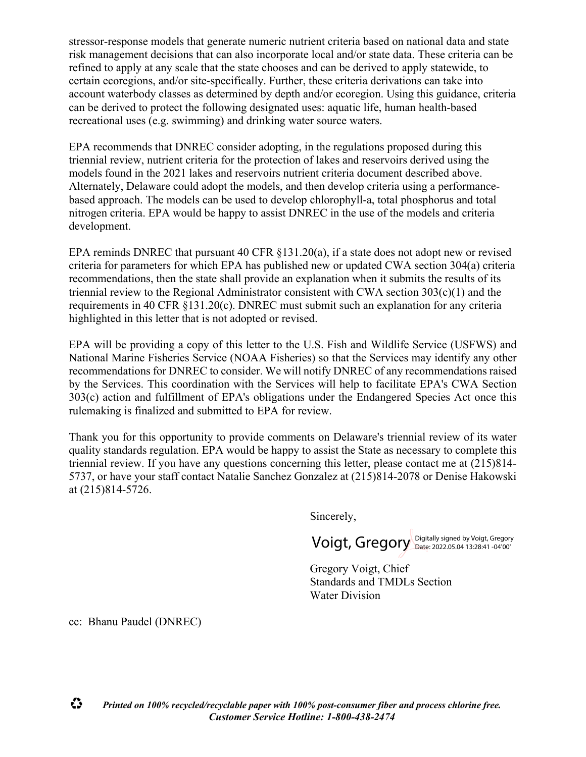stressor-response models that generate numeric nutrient criteria based on national data and state risk management decisions that can also incorporate local and/or state data. These criteria can be refined to apply at any scale that the state chooses and can be derived to apply statewide, to certain ecoregions, and/or site-specifically. Further, these criteria derivations can take into account waterbody classes as determined by depth and/or ecoregion. Using this guidance, criteria can be derived to protect the following designated uses: aquatic life, human health-based recreational uses (e.g. swimming) and drinking water source waters.

EPA recommends that DNREC consider adopting, in the regulations proposed during this triennial review, nutrient criteria for the protection of lakes and reservoirs derived using the models found in the 2021 lakes and reservoirs nutrient criteria document described above. Alternately, Delaware could adopt the models, and then develop criteria using a performance-based approach. The models can be used to develop chlorophyll-a, total phosphorus and total nitrogen criteria. EPA would be happy to assist DNREC in the use of the models and criteria development.

EPA reminds DNREC that pursuant 40 CFR §131.20(a), if a state does not adopt new or revised criteria for parameters for which EPA has published new or updated CWA section 304(a) criteria recommendations, then the state shall provide an explanation when it submits the results of its triennial review to the Regional Administrator consistent with CWA section 303(c)(1) and the requirements in 40 CFR §131.20(c). DNREC must submit such an explanation for any criteria highlighted in this letter that is not adopted or revised.

EPA will be providing a copy of this letter to the U.S. Fish and Wildlife Service (USFWS) and National Marine Fisheries Service (NOAA Fisheries) so that the Services may identify any other recommendations for DNREC to consider. We will notify DNREC of any recommendations raised by the Services. This coordination with the Services will help to facilitate EPA's CWA Section 303(c) action and fulfillment of EPA's obligations under the Endangered Species Act once this rulemaking is finalized and submitted to EPA for review.

Thank you for this opportunity to provide comments on Delaware's triennial review of its water quality standards regulation. EPA would be happy to assist the State as necessary to complete this triennial review. If you have any questions concerning this letter, please contact me at (215)814-5737, or have your staff contact Natalie Sanchez Gonzalez at (215)814-2078 or Denise Hakowski at (215)814-5726.

Sincerely,

Voigt, Gregory Digitally signed by Voigt, Gregory Date: 2022.05.04 13:28:41 -04'00'

Gregory Voigt, Chief
Standards and TMDLs Section
Water Division

cc: Bhanu Paudel (DNREC)

*Printed on 100% recycled/recyclable paper with 100% post-consumer fiber and process chlorine free.*
*Customer Service Hotline: 1-800-438-2474*